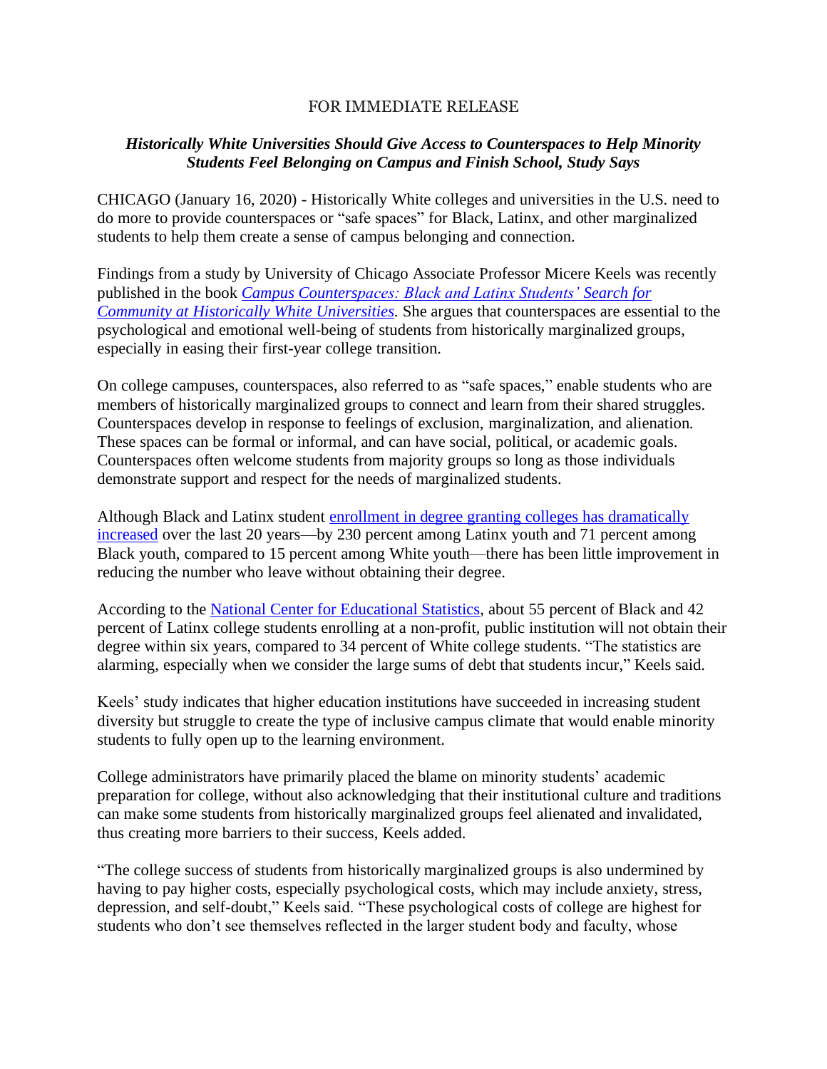FOR IMMEDIATE RELEASE

***Historically White Universities Should Give Access to Counterspaces to Help Minority Students Feel Belonging on Campus and Finish School, Study Says***

CHICAGO (January 16, 2020) - Historically White colleges and universities in the U.S. need to do more to provide counterspaces or "safe spaces" for Black, Latinx, and other marginalized students to help them create a sense of campus belonging and connection.

Findings from a study by University of Chicago Associate Professor Micere Keels was recently published in the book [*Campus Counterspaces: Black and Latinx Students' Search for Community at Historically White Universities*](). She argues that counterspaces are essential to the psychological and emotional well-being of students from historically marginalized groups, especially in easing their first-year college transition.

On college campuses, counterspaces, also referred to as "safe spaces," enable students who are members of historically marginalized groups to connect and learn from their shared struggles. Counterspaces develop in response to feelings of exclusion, marginalization, and alienation. These spaces can be formal or informal, and can have social, political, or academic goals. Counterspaces often welcome students from majority groups so long as those individuals demonstrate support and respect for the needs of marginalized students.

Although Black and Latinx student [enrollment in degree granting colleges has dramatically increased]() over the last 20 years—by 230 percent among Latinx youth and 71 percent among Black youth, compared to 15 percent among White youth—there has been little improvement in reducing the number who leave without obtaining their degree.

According to the [National Center for Educational Statistics](), about 55 percent of Black and 42 percent of Latinx college students enrolling at a non-profit, public institution will not obtain their degree within six years, compared to 34 percent of White college students. "The statistics are alarming, especially when we consider the large sums of debt that students incur," Keels said.

Keels' study indicates that higher education institutions have succeeded in increasing student diversity but struggle to create the type of inclusive campus climate that would enable minority students to fully open up to the learning environment.

College administrators have primarily placed the blame on minority students' academic preparation for college, without also acknowledging that their institutional culture and traditions can make some students from historically marginalized groups feel alienated and invalidated, thus creating more barriers to their success, Keels added.

"The college success of students from historically marginalized groups is also undermined by having to pay higher costs, especially psychological costs, which may include anxiety, stress, depression, and self-doubt," Keels said. "These psychological costs of college are highest for students who don't see themselves reflected in the larger student body and faculty, whose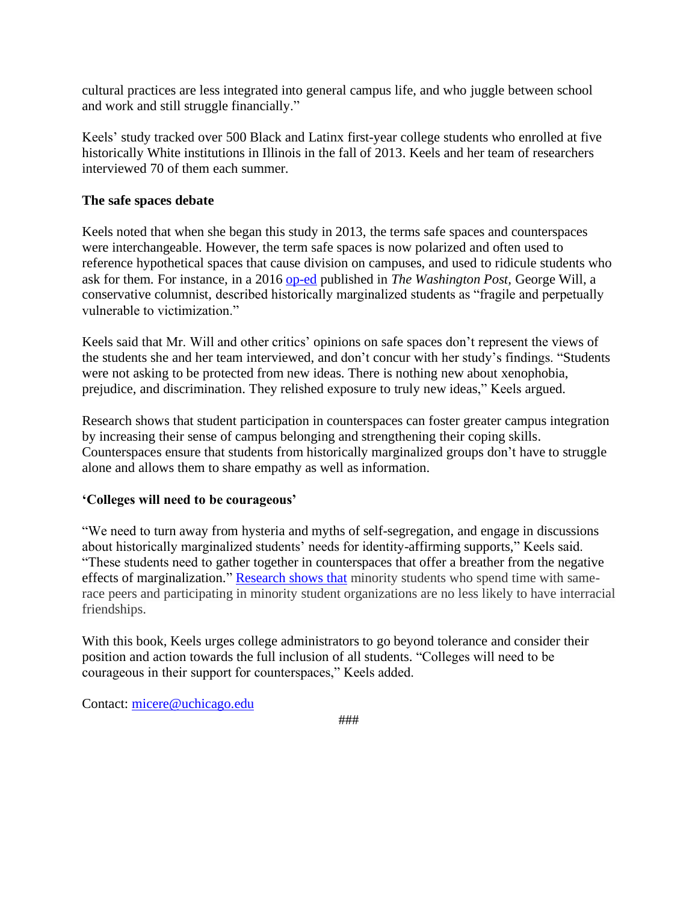cultural practices are less integrated into general campus life, and who juggle between school and work and still struggle financially."

Keels' study tracked over 500 Black and Latinx first-year college students who enrolled at five historically White institutions in Illinois in the fall of 2013. Keels and her team of researchers interviewed 70 of them each summer.

**The safe spaces debate**

Keels noted that when she began this study in 2013, the terms safe spaces and counterspaces were interchangeable. However, the term safe spaces is now polarized and often used to reference hypothetical spaces that cause division on campuses, and used to ridicule students who ask for them. For instance, in a 2016 [op-ed](#) published in *The Washington Post,* George Will, a conservative columnist, described historically marginalized students as "fragile and perpetually vulnerable to victimization."

Keels said that Mr. Will and other critics' opinions on safe spaces don't represent the views of the students she and her team interviewed, and don't concur with her study's findings. "Students were not asking to be protected from new ideas. There is nothing new about xenophobia, prejudice, and discrimination. They relished exposure to truly new ideas," Keels argued.

Research shows that student participation in counterspaces can foster greater campus integration by increasing their sense of campus belonging and strengthening their coping skills. Counterspaces ensure that students from historically marginalized groups don't have to struggle alone and allows them to share empathy as well as information.

**'Colleges will need to be courageous'**

"We need to turn away from hysteria and myths of self-segregation, and engage in discussions about historically marginalized students' needs for identity-affirming supports," Keels said. "These students need to gather together in counterspaces that offer a breather from the negative effects of marginalization." [Research shows that](#) minority students who spend time with same-race peers and participating in minority student organizations are no less likely to have interracial friendships.

With this book, Keels urges college administrators to go beyond tolerance and consider their position and action towards the full inclusion of all students. "Colleges will need to be courageous in their support for counterspaces," Keels added.

Contact: [micere@uchicago.edu](mailto:micere@uchicago.edu)

###